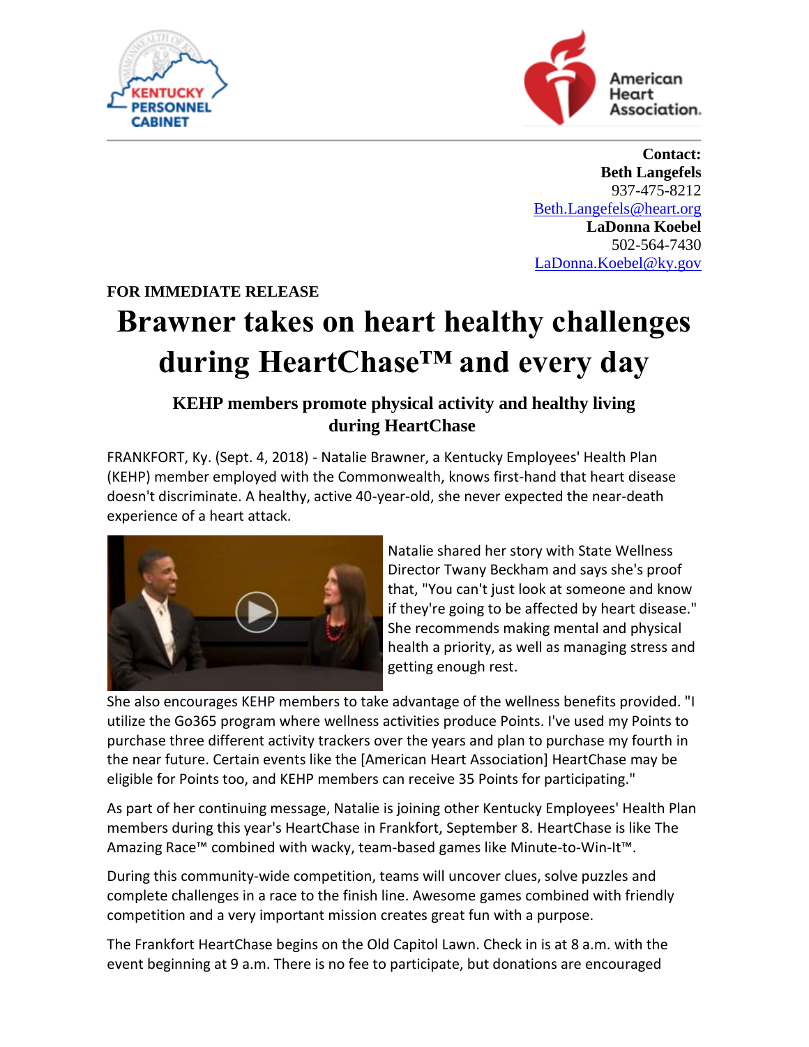**Contact:**
**Beth Langefels**
937-475-8212
Beth.Langefels@heart.org
**LaDonna Koebel**
502-564-7430
LaDonna.Koebel@ky.gov

**FOR IMMEDIATE RELEASE**

# Brawner takes on heart healthy challenges during HeartChase™ and every day

## KEHP members promote physical activity and healthy living during HeartChase

FRANKFORT, Ky. (Sept. 4, 2018) - Natalie Brawner, a Kentucky Employees' Health Plan (KEHP) member employed with the Commonwealth, knows first-hand that heart disease doesn't discriminate. A healthy, active 40-year-old, she never expected the near-death experience of a heart attack.

Natalie shared her story with State Wellness Director Twany Beckham and says she's proof that, "You can't just look at someone and know if they're going to be affected by heart disease." She recommends making mental and physical health a priority, as well as managing stress and getting enough rest.

She also encourages KEHP members to take advantage of the wellness benefits provided. "I utilize the Go365 program where wellness activities produce Points. I've used my Points to purchase three different activity trackers over the years and plan to purchase my fourth in the near future. Certain events like the [American Heart Association] HeartChase may be eligible for Points too, and KEHP members can receive 35 Points for participating."

As part of her continuing message, Natalie is joining other Kentucky Employees' Health Plan members during this year's HeartChase in Frankfort, September 8. HeartChase is like The Amazing Race™ combined with wacky, team-based games like Minute-to-Win-It™.

During this community-wide competition, teams will uncover clues, solve puzzles and complete challenges in a race to the finish line. Awesome games combined with friendly competition and a very important mission creates great fun with a purpose.

The Frankfort HeartChase begins on the Old Capitol Lawn. Check in is at 8 a.m. with the event beginning at 9 a.m. There is no fee to participate, but donations are encouraged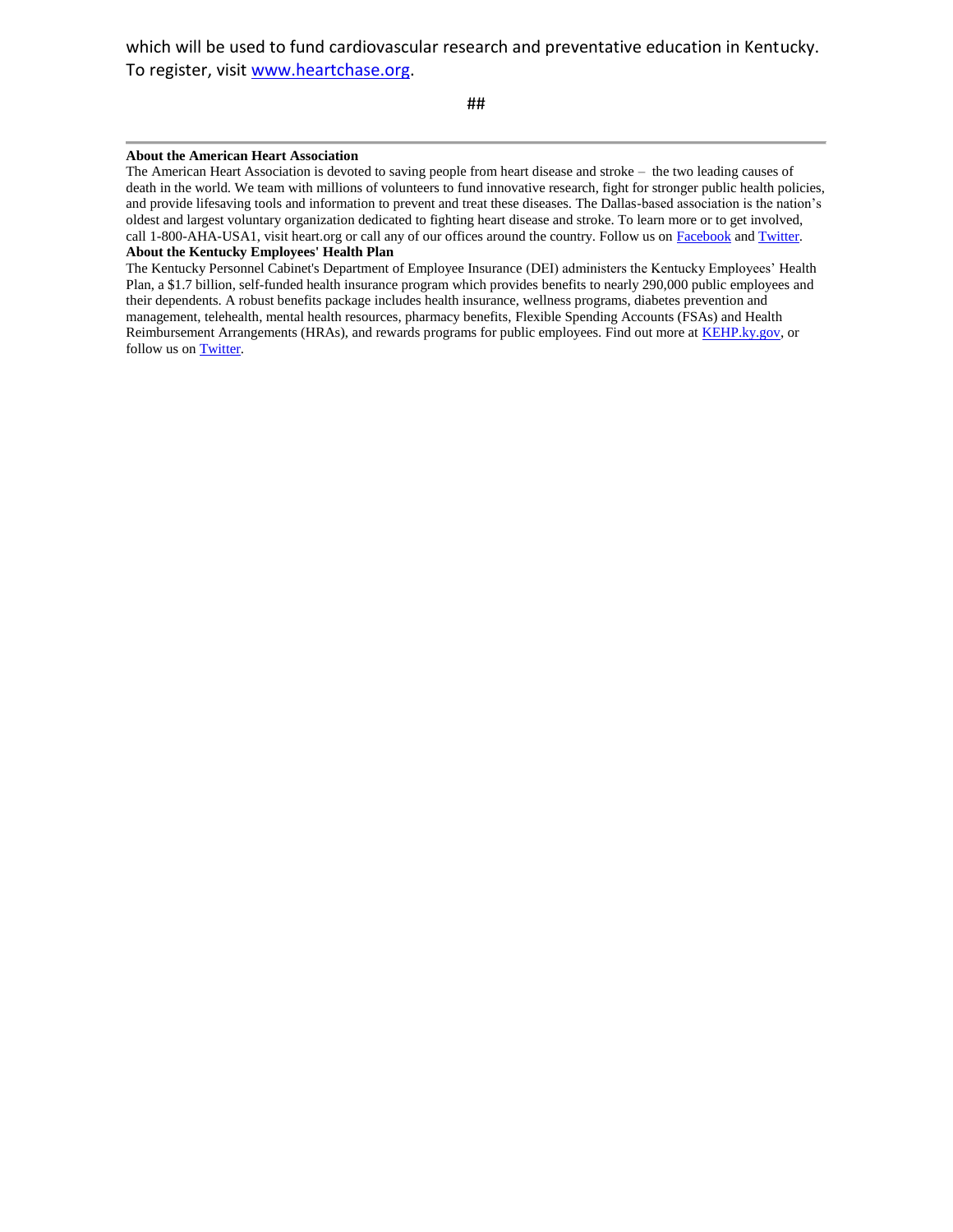which will be used to fund cardiovascular research and preventative education in Kentucky. To register, visit [www.heartchase.org](www.heartchase.org).

##

---

**About the American Heart Association**

The American Heart Association is devoted to saving people from heart disease and stroke – the two leading causes of death in the world. We team with millions of volunteers to fund innovative research, fight for stronger public health policies, and provide lifesaving tools and information to prevent and treat these diseases. The Dallas-based association is the nation's oldest and largest voluntary organization dedicated to fighting heart disease and stroke. To learn more or to get involved, call 1-800-AHA-USA1, visit heart.org or call any of our offices around the country. Follow us on Facebook and Twitter.

**About the Kentucky Employees' Health Plan**

The Kentucky Personnel Cabinet's Department of Employee Insurance (DEI) administers the Kentucky Employees' Health Plan, a $1.7 billion, self-funded health insurance program which provides benefits to nearly 290,000 public employees and their dependents. A robust benefits package includes health insurance, wellness programs, diabetes prevention and management, telehealth, mental health resources, pharmacy benefits, Flexible Spending Accounts (FSAs) and Health Reimbursement Arrangements (HRAs), and rewards programs for public employees. Find out more at KEHP.ky.gov, or follow us on Twitter.